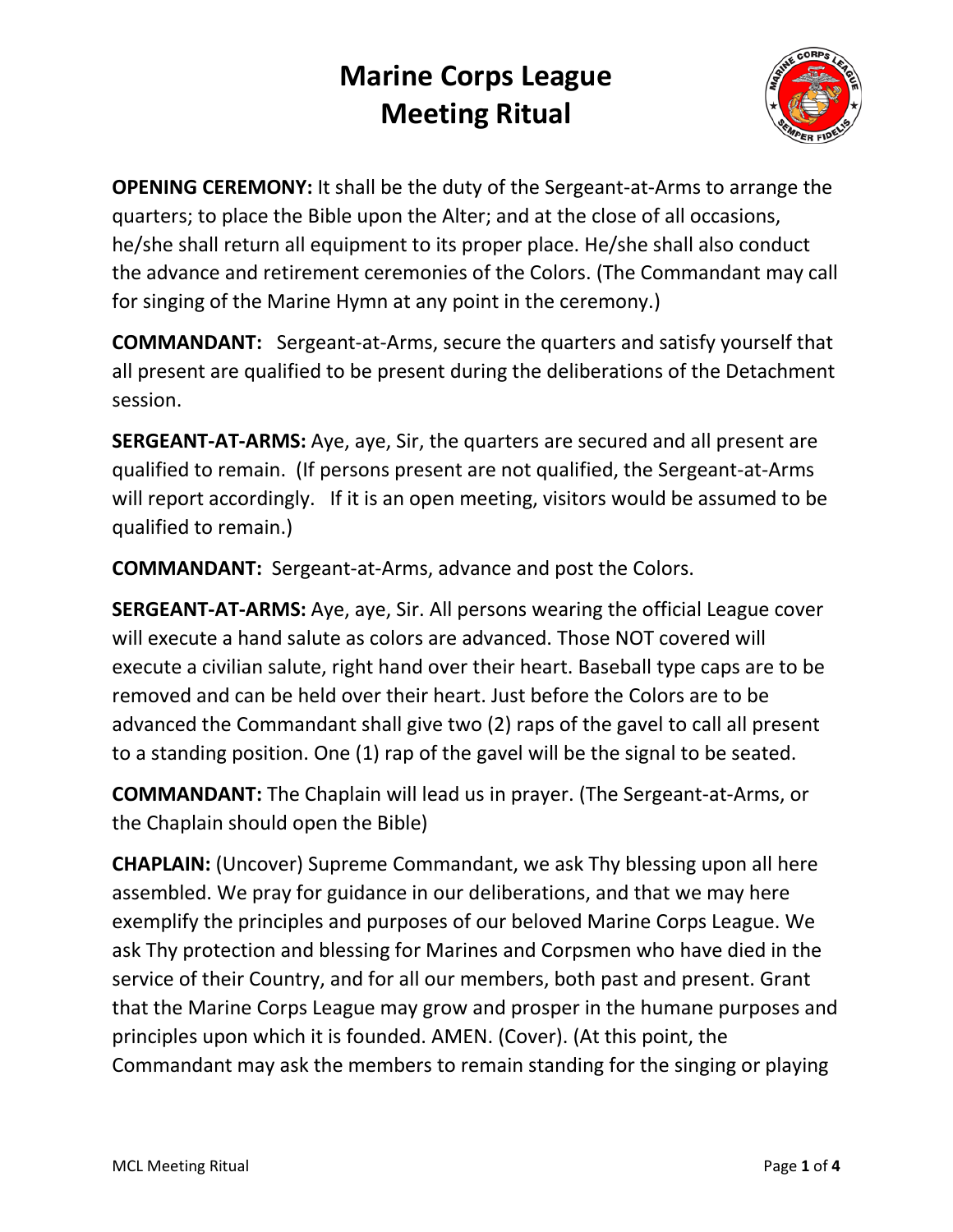# Marine Corps League
# Meeting Ritual

**OPENING CEREMONY:** It shall be the duty of the Sergeant-at-Arms to arrange the quarters; to place the Bible upon the Alter; and at the close of all occasions, he/she shall return all equipment to its proper place. He/she shall also conduct the advance and retirement ceremonies of the Colors. (The Commandant may call for singing of the Marine Hymn at any point in the ceremony.)

**COMMANDANT:** Sergeant-at-Arms, secure the quarters and satisfy yourself that all present are qualified to be present during the deliberations of the Detachment session.

**SERGEANT-AT-ARMS:** Aye, aye, Sir, the quarters are secured and all present are qualified to remain. (If persons present are not qualified, the Sergeant-at-Arms will report accordingly. If it is an open meeting, visitors would be assumed to be qualified to remain.)

**COMMANDANT:** Sergeant-at-Arms, advance and post the Colors.

**SERGEANT-AT-ARMS:** Aye, aye, Sir. All persons wearing the official League cover will execute a hand salute as colors are advanced. Those NOT covered will execute a civilian salute, right hand over their heart. Baseball type caps are to be removed and can be held over their heart. Just before the Colors are to be advanced the Commandant shall give two (2) raps of the gavel to call all present to a standing position. One (1) rap of the gavel will be the signal to be seated.

**COMMANDANT:** The Chaplain will lead us in prayer. (The Sergeant-at-Arms, or the Chaplain should open the Bible)

**CHAPLAIN:** (Uncover) Supreme Commandant, we ask Thy blessing upon all here assembled. We pray for guidance in our deliberations, and that we may here exemplify the principles and purposes of our beloved Marine Corps League. We ask Thy protection and blessing for Marines and Corpsmen who have died in the service of their Country, and for all our members, both past and present. Grant that the Marine Corps League may grow and prosper in the humane purposes and principles upon which it is founded. AMEN. (Cover). (At this point, the Commandant may ask the members to remain standing for the singing or playing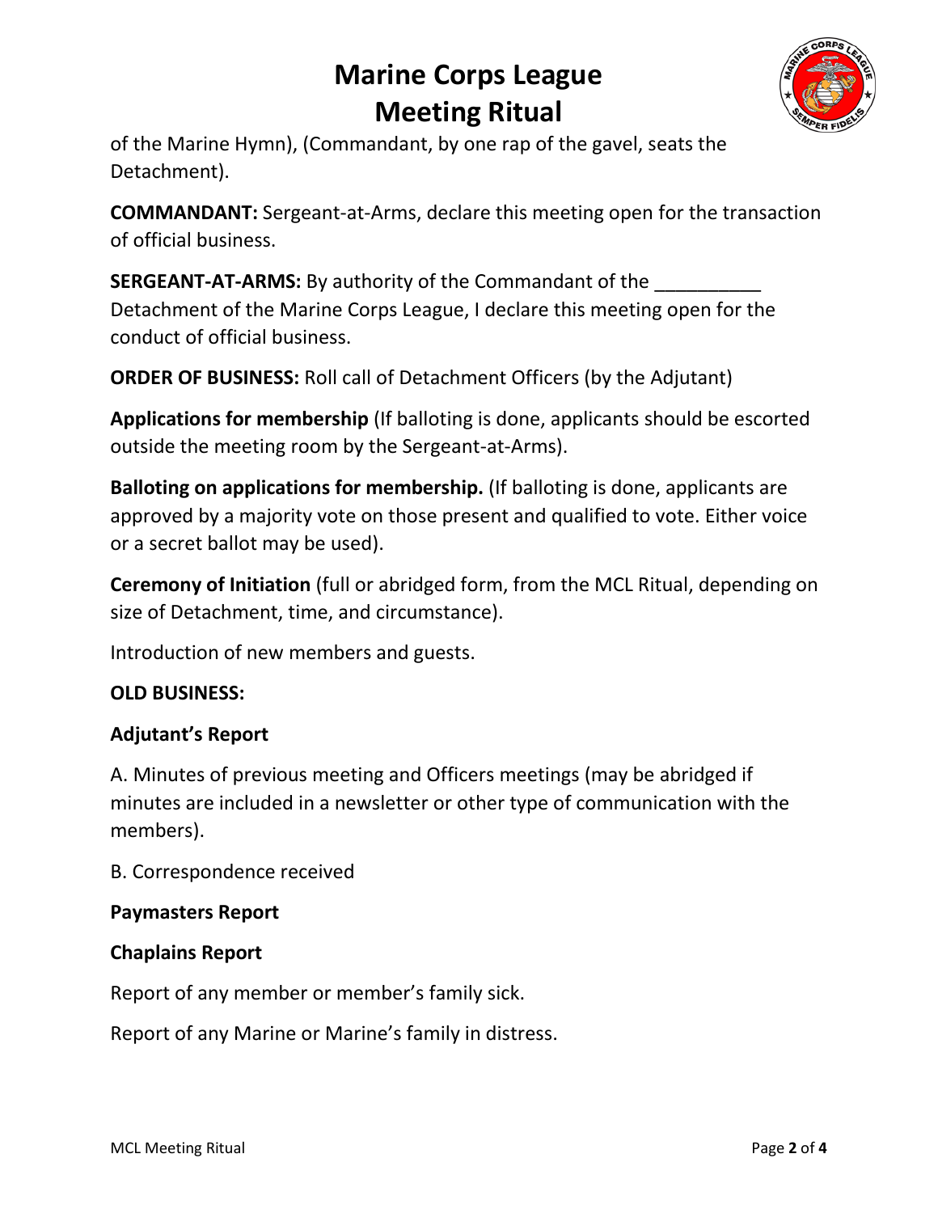of the Marine Hymn), (Commandant, by one rap of the gavel, seats the Detachment).

**COMMANDANT:** Sergeant-at-Arms, declare this meeting open for the transaction of official business.

**SERGEANT-AT-ARMS:** By authority of the Commandant of the __________ Detachment of the Marine Corps League, I declare this meeting open for the conduct of official business.

**ORDER OF BUSINESS:** Roll call of Detachment Officers (by the Adjutant)

**Applications for membership** (If balloting is done, applicants should be escorted outside the meeting room by the Sergeant-at-Arms).

**Balloting on applications for membership.** (If balloting is done, applicants are approved by a majority vote on those present and qualified to vote. Either voice or a secret ballot may be used).

**Ceremony of Initiation** (full or abridged form, from the MCL Ritual, depending on size of Detachment, time, and circumstance).

Introduction of new members and guests.

**OLD BUSINESS:**

**Adjutant's Report**

A. Minutes of previous meeting and Officers meetings (may be abridged if minutes are included in a newsletter or other type of communication with the members).

B. Correspondence received

**Paymasters Report**

**Chaplains Report**

Report of any member or member's family sick.

Report of any Marine or Marine's family in distress.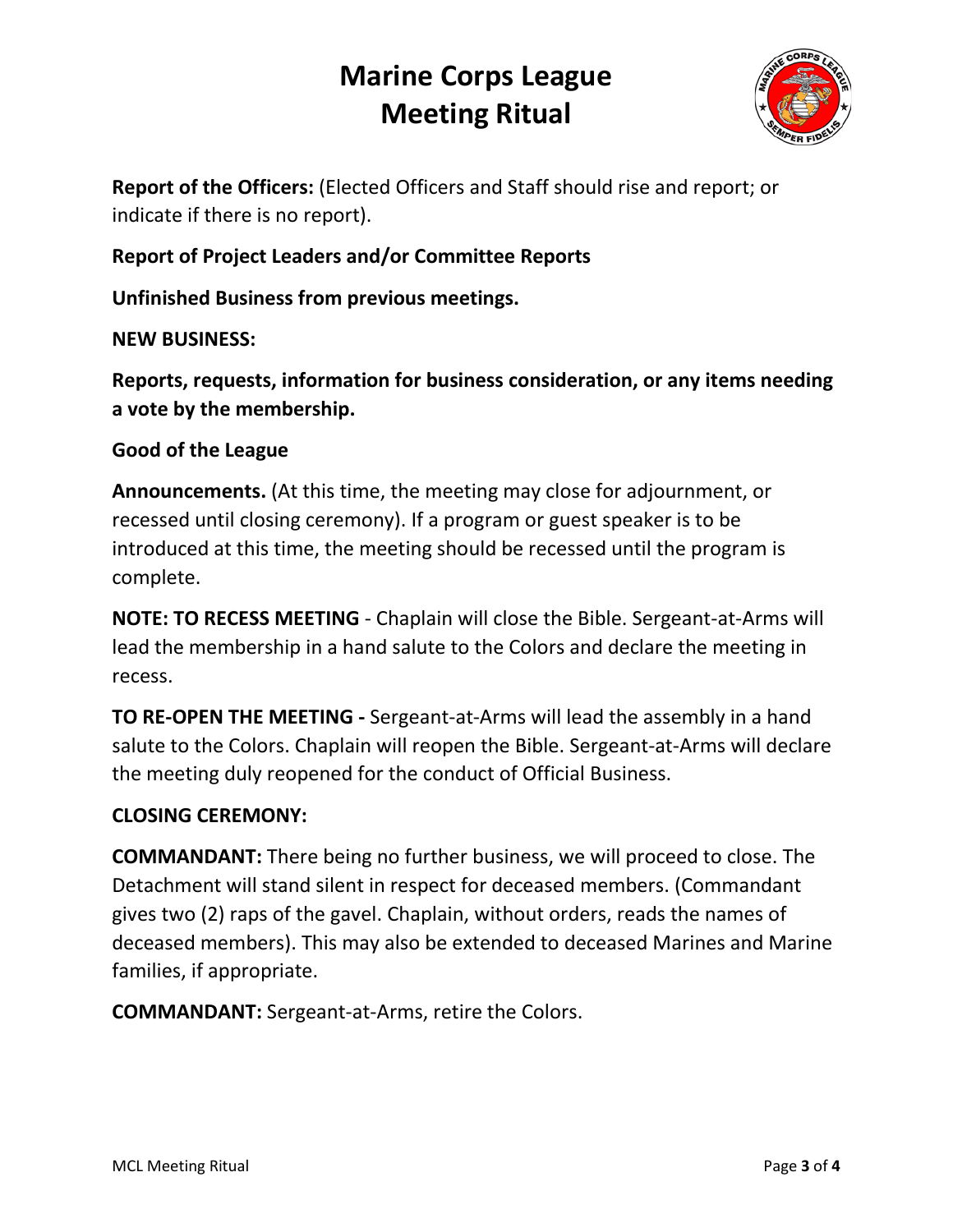# Marine Corps League Meeting Ritual

**Report of the Officers:** (Elected Officers and Staff should rise and report; or indicate if there is no report).

**Report of Project Leaders and/or Committee Reports**

**Unfinished Business from previous meetings.**

**NEW BUSINESS:**

**Reports, requests, information for business consideration, or any items needing a vote by the membership.**

**Good of the League**

**Announcements.** (At this time, the meeting may close for adjournment, or recessed until closing ceremony). If a program or guest speaker is to be introduced at this time, the meeting should be recessed until the program is complete.

**NOTE: TO RECESS MEETING** - Chaplain will close the Bible. Sergeant-at-Arms will lead the membership in a hand salute to the Colors and declare the meeting in recess.

**TO RE-OPEN THE MEETING -** Sergeant-at-Arms will lead the assembly in a hand salute to the Colors. Chaplain will reopen the Bible. Sergeant-at-Arms will declare the meeting duly reopened for the conduct of Official Business.

**CLOSING CEREMONY:**

**COMMANDANT:** There being no further business, we will proceed to close. The Detachment will stand silent in respect for deceased members. (Commandant gives two (2) raps of the gavel. Chaplain, without orders, reads the names of deceased members). This may also be extended to deceased Marines and Marine families, if appropriate.

**COMMANDANT:** Sergeant-at-Arms, retire the Colors.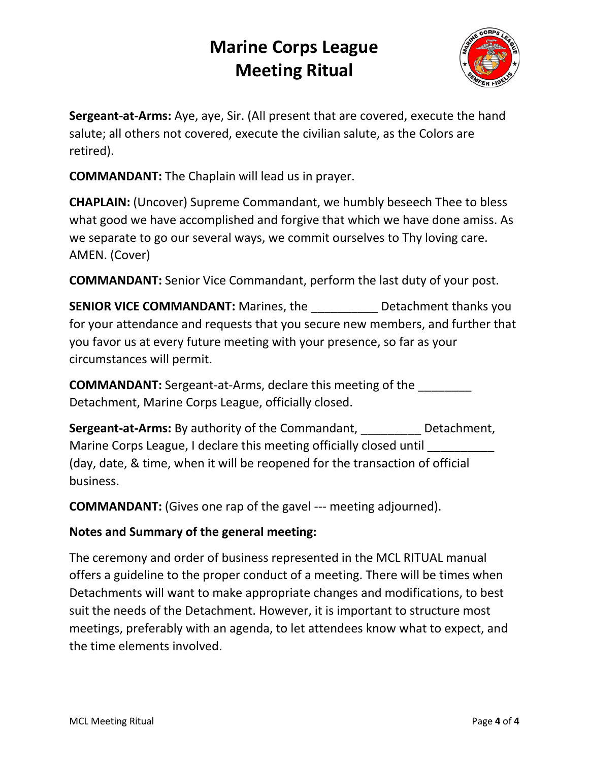# Marine Corps League
# Meeting Ritual

**Sergeant-at-Arms:** Aye, aye, Sir. (All present that are covered, execute the hand salute; all others not covered, execute the civilian salute, as the Colors are retired).

**COMMANDANT:** The Chaplain will lead us in prayer.

**CHAPLAIN:** (Uncover) Supreme Commandant, we humbly beseech Thee to bless what good we have accomplished and forgive that which we have done amiss. As we separate to go our several ways, we commit ourselves to Thy loving care. AMEN. (Cover)

**COMMANDANT:** Senior Vice Commandant, perform the last duty of your post.

**SENIOR VICE COMMANDANT:** Marines, the __________ Detachment thanks you for your attendance and requests that you secure new members, and further that you favor us at every future meeting with your presence, so far as your circumstances will permit.

**COMMANDANT:** Sergeant-at-Arms, declare this meeting of the ________ Detachment, Marine Corps League, officially closed.

**Sergeant-at-Arms:** By authority of the Commandant, _________ Detachment, Marine Corps League, I declare this meeting officially closed until __________ (day, date, & time, when it will be reopened for the transaction of official business.

**COMMANDANT:** (Gives one rap of the gavel --- meeting adjourned).

**Notes and Summary of the general meeting:**

The ceremony and order of business represented in the MCL RITUAL manual offers a guideline to the proper conduct of a meeting. There will be times when Detachments will want to make appropriate changes and modifications, to best suit the needs of the Detachment. However, it is important to structure most meetings, preferably with an agenda, to let attendees know what to expect, and the time elements involved.